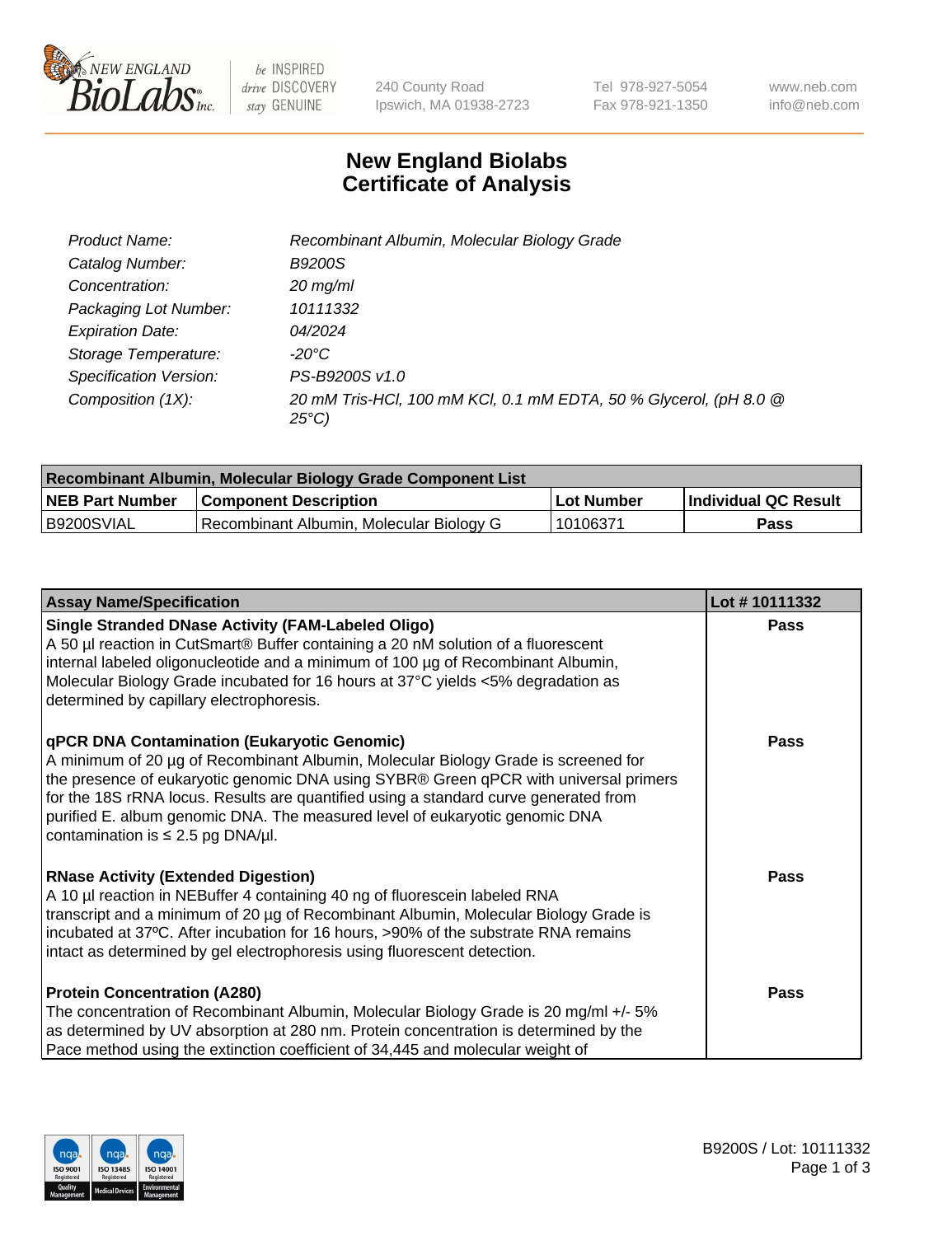# New England Biolabs
# Certificate of Analysis

| | |
|---|---|
| *Product Name:* | *Recombinant Albumin, Molecular Biology Grade* |
| *Catalog Number:* | *B9200S* |
| *Concentration:* | *20 mg/ml* |
| *Packaging Lot Number:* | *10111332* |
| *Expiration Date:* | *04/2024* |
| *Storage Temperature:* | *-20°C* |
| *Specification Version:* | *PS-B9200S v1.0* |
| *Composition (1X):* | *20 mM Tris-HCl, 100 mM KCl, 0.1 mM EDTA, 50 % Glycerol, (pH 8.0 @ 25°C)* |

| Recombinant Albumin, Molecular Biology Grade Component List | | | |
|---|---|---|---|
| **NEB Part Number** | **Component Description** | **Lot Number** | **Individual QC Result** |
| B9200SVIAL | Recombinant Albumin, Molecular Biology G | 10106371 | **Pass** |

| Assay Name/Specification | Lot # 10111332 |
|---|---|
| **Single Stranded DNase Activity (FAM-Labeled Oligo)** A 50 µl reaction in CutSmart® Buffer containing a 20 nM solution of a fluorescent internal labeled oligonucleotide and a minimum of 100 µg of Recombinant Albumin, Molecular Biology Grade incubated for 16 hours at 37°C yields <5% degradation as determined by capillary electrophoresis. | **Pass** |
| **qPCR DNA Contamination (Eukaryotic Genomic)** A minimum of 20 µg of Recombinant Albumin, Molecular Biology Grade is screened for the presence of eukaryotic genomic DNA using SYBR® Green qPCR with universal primers for the 18S rRNA locus. Results are quantified using a standard curve generated from purified E. album genomic DNA. The measured level of eukaryotic genomic DNA contamination is ≤ 2.5 pg DNA/µl. | **Pass** |
| **RNase Activity (Extended Digestion)** A 10 µl reaction in NEBuffer 4 containing 40 ng of fluorescein labeled RNA transcript and a minimum of 20 µg of Recombinant Albumin, Molecular Biology Grade is incubated at 37ºC. After incubation for 16 hours, >90% of the substrate RNA remains intact as determined by gel electrophoresis using fluorescent detection. | **Pass** |
| **Protein Concentration (A280)** The concentration of Recombinant Albumin, Molecular Biology Grade is 20 mg/ml +/- 5% as determined by UV absorption at 280 nm. Protein concentration is determined by the Pace method using the extinction coefficient of 34,445 and molecular weight of | **Pass** |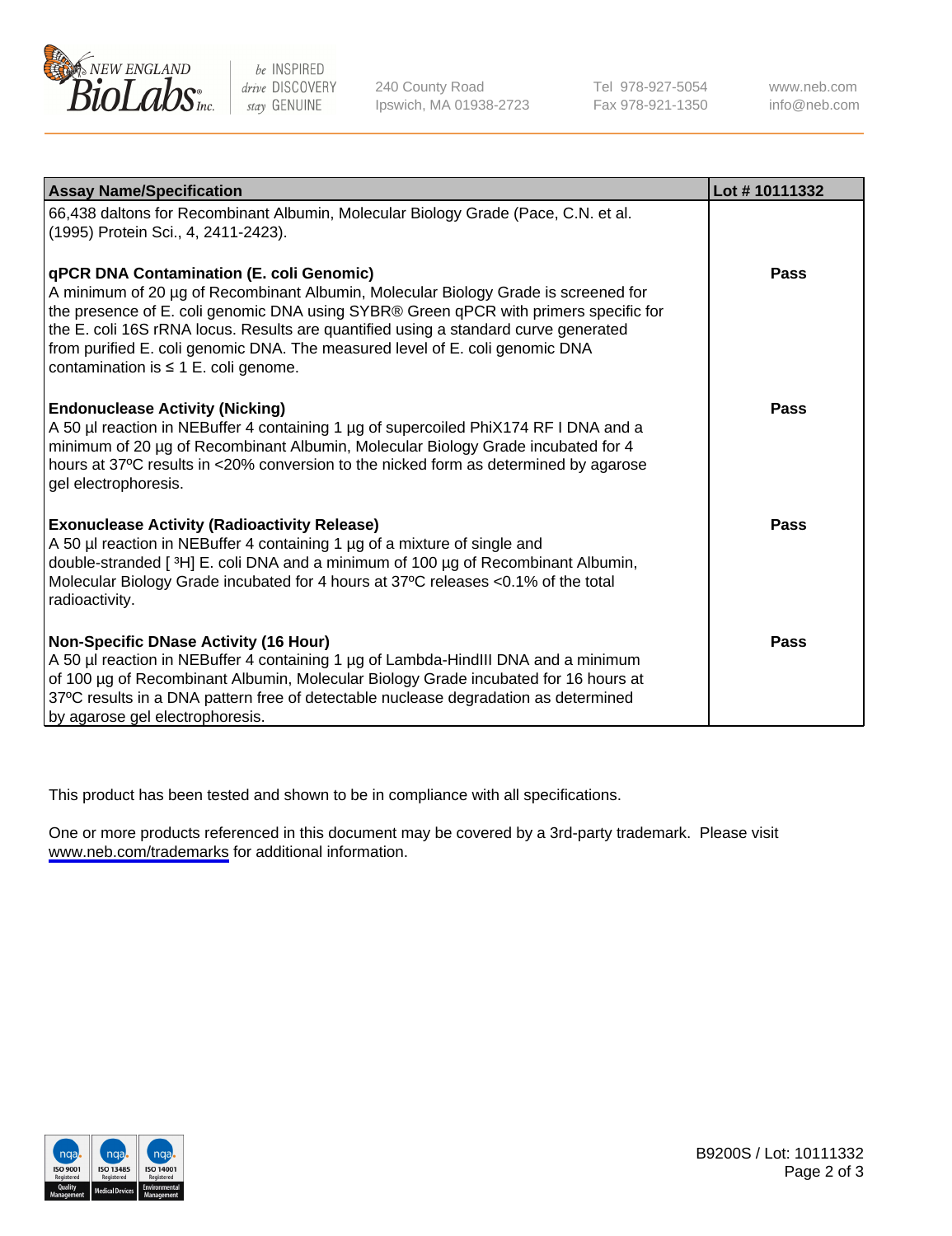| Assay Name/Specification | Lot # 10111332 |
|---|---|
| 66,438 daltons for Recombinant Albumin, Molecular Biology Grade (Pace, C.N. et al. (1995) Protein Sci., 4, 2411-2423). | |
| **qPCR DNA Contamination (E. coli Genomic)** A minimum of 20 µg of Recombinant Albumin, Molecular Biology Grade is screened for the presence of E. coli genomic DNA using SYBR® Green qPCR with primers specific for the E. coli 16S rRNA locus. Results are quantified using a standard curve generated from purified E. coli genomic DNA. The measured level of E. coli genomic DNA contamination is ≤ 1 E. coli genome. | **Pass** |
| **Endonuclease Activity (Nicking)** A 50 µl reaction in NEBuffer 4 containing 1 µg of supercoiled PhiX174 RF I DNA and a minimum of 20 µg of Recombinant Albumin, Molecular Biology Grade incubated for 4 hours at 37ºC results in <20% conversion to the nicked form as determined by agarose gel electrophoresis. | **Pass** |
| **Exonuclease Activity (Radioactivity Release)** A 50 µl reaction in NEBuffer 4 containing 1 µg of a mixture of single and double-stranded [ $^{3}$H] E. coli DNA and a minimum of 100 µg of Recombinant Albumin, Molecular Biology Grade incubated for 4 hours at 37ºC releases <0.1% of the total radioactivity. | **Pass** |
| **Non-Specific DNase Activity (16 Hour)** A 50 µl reaction in NEBuffer 4 containing 1 µg of Lambda-HindIII DNA and a minimum of 100 µg of Recombinant Albumin, Molecular Biology Grade incubated for 16 hours at 37ºC results in a DNA pattern free of detectable nuclease degradation as determined by agarose gel electrophoresis. | **Pass** |

This product has been tested and shown to be in compliance with all specifications.

One or more products referenced in this document may be covered by a 3rd-party trademark. Please visit www.neb.com/trademarks for additional information.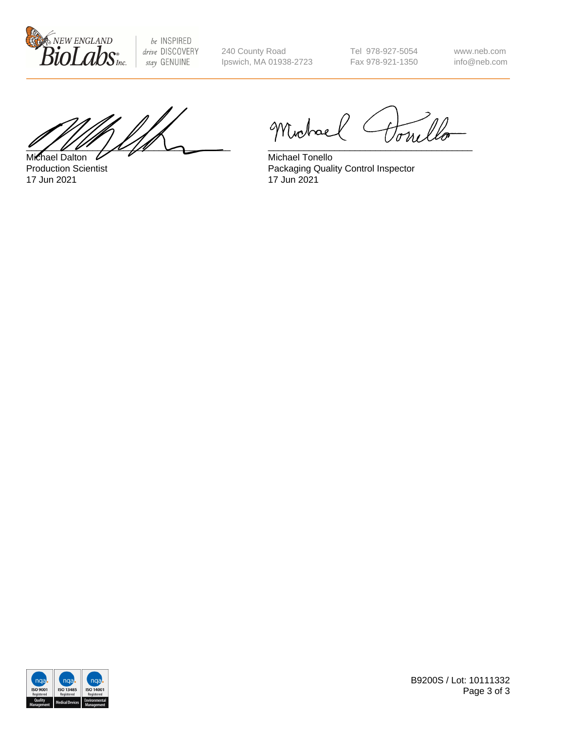Michael Dalton
Production Scientist
17 Jun 2021

Michael Tonello
Packaging Quality Control Inspector
17 Jun 2021